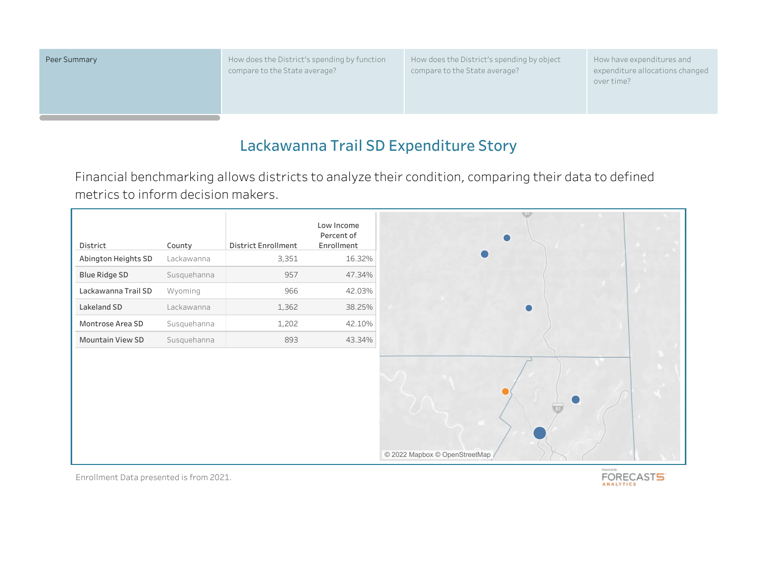| Peer Summary | How does the District's spending by function compare to the State average? | How does the District's spending by object compare to the State average? | How have expenditures and expenditure allocations changed over time? |
|---|---|---|---|

# Lackawanna Trail SD Expenditure Story

Financial benchmarking allows districts to analyze their condition, comparing their data to defined metrics to inform decision makers.

| District | County | District Enrollment | Low Income Percent of Enrollment |
|---|---|---|---|
| Abington Heights SD | Lackawanna | 3,351 | 16.32% |
| Blue Ridge SD | Susquehanna | 957 | 47.34% |
| Lackawanna Trail SD | Wyoming | 966 | 42.03% |
| Lakeland SD | Lackawanna | 1,362 | 38.25% |
| Montrose Area SD | Susquehanna | 1,202 | 42.10% |
| Mountain View SD | Susquehanna | 893 | 43.34% |

© 2022 Mapbox © OpenStreetMap

Enrollment Data presented is from 2021.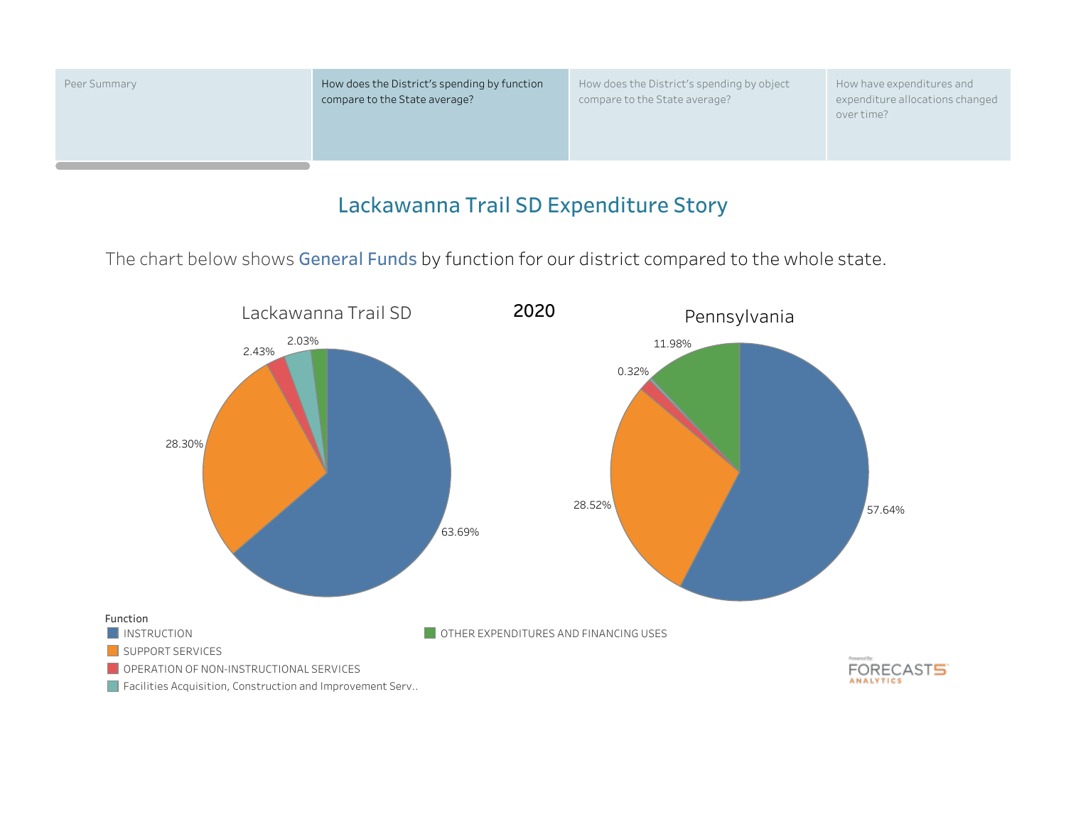| Peer Summary | How does the District's spending by function compare to the State average? | How does the District's spending by object compare to the State average? | How have expenditures and expenditure allocations changed over time? |
|---|---|---|---|

# Lackawanna Trail SD Expenditure Story

The chart below shows **General Funds** by function for our district compared to the whole state.

**2020**

| Function | Lackawanna Trail SD | Pennsylvania |
|---|---|---|
| INSTRUCTION | 63.69% | 57.64% |
| SUPPORT SERVICES | 28.30% | 28.52% |
| OPERATION OF NON-INSTRUCTIONAL SERVICES | 2.43% | |
| Facilities Acquisition, Construction and Improvement Serv.. | | 0.32% |
| OTHER EXPENDITURES AND FINANCING USES | 2.03% | 11.98% |

Function
- INSTRUCTION
- SUPPORT SERVICES
- OPERATION OF NON-INSTRUCTIONAL SERVICES
- Facilities Acquisition, Construction and Improvement Serv..
- OTHER EXPENDITURES AND FINANCING USES

Powered By: FORECAST5 ANALYTICS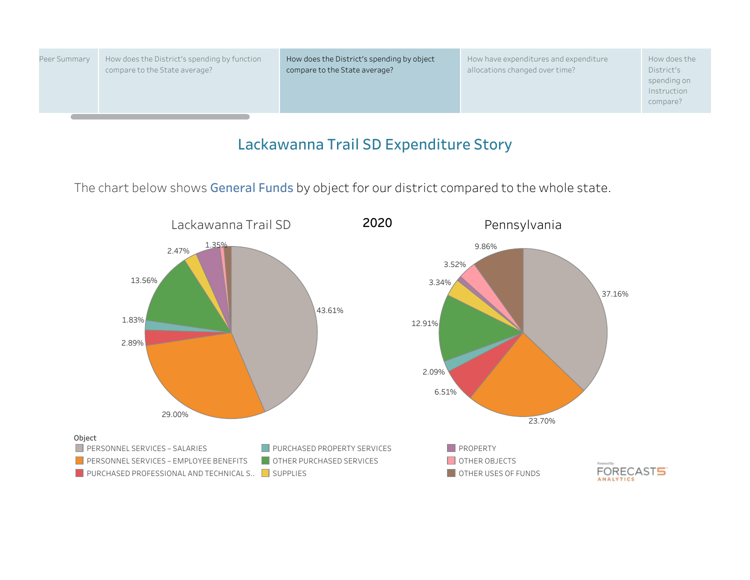| Peer Summary | How does the District's spending by function compare to the State average? | How does the District's spending by object compare to the State average? | How have expenditures and expenditure allocations changed over time? | How does the District's spending on Instruction compare? |
|---|---|---|---|---|

# Lackawanna Trail SD Expenditure Story

The chart below shows **General Funds** by object for our district compared to the whole state.

## 2020

### Lackawanna Trail SD

- 43.61%
- 29.00%
- 2.89%
- 1.83%
- 13.56%
- 2.47%
- 1.35%

### Pennsylvania

- 37.16%
- 23.70%
- 6.51%
- 2.09%
- 12.91%
- 3.34%
- 3.52%
- 9.86%

**Object**

- PERSONNEL SERVICES – SALARIES
- PERSONNEL SERVICES – EMPLOYEE BENEFITS
- PURCHASED PROFESSIONAL AND TECHNICAL S..
- PURCHASED PROPERTY SERVICES
- OTHER PURCHASED SERVICES
- SUPPLIES
- PROPERTY
- OTHER OBJECTS
- OTHER USES OF FUNDS

Powered By: FORECAST5 ANALYTICS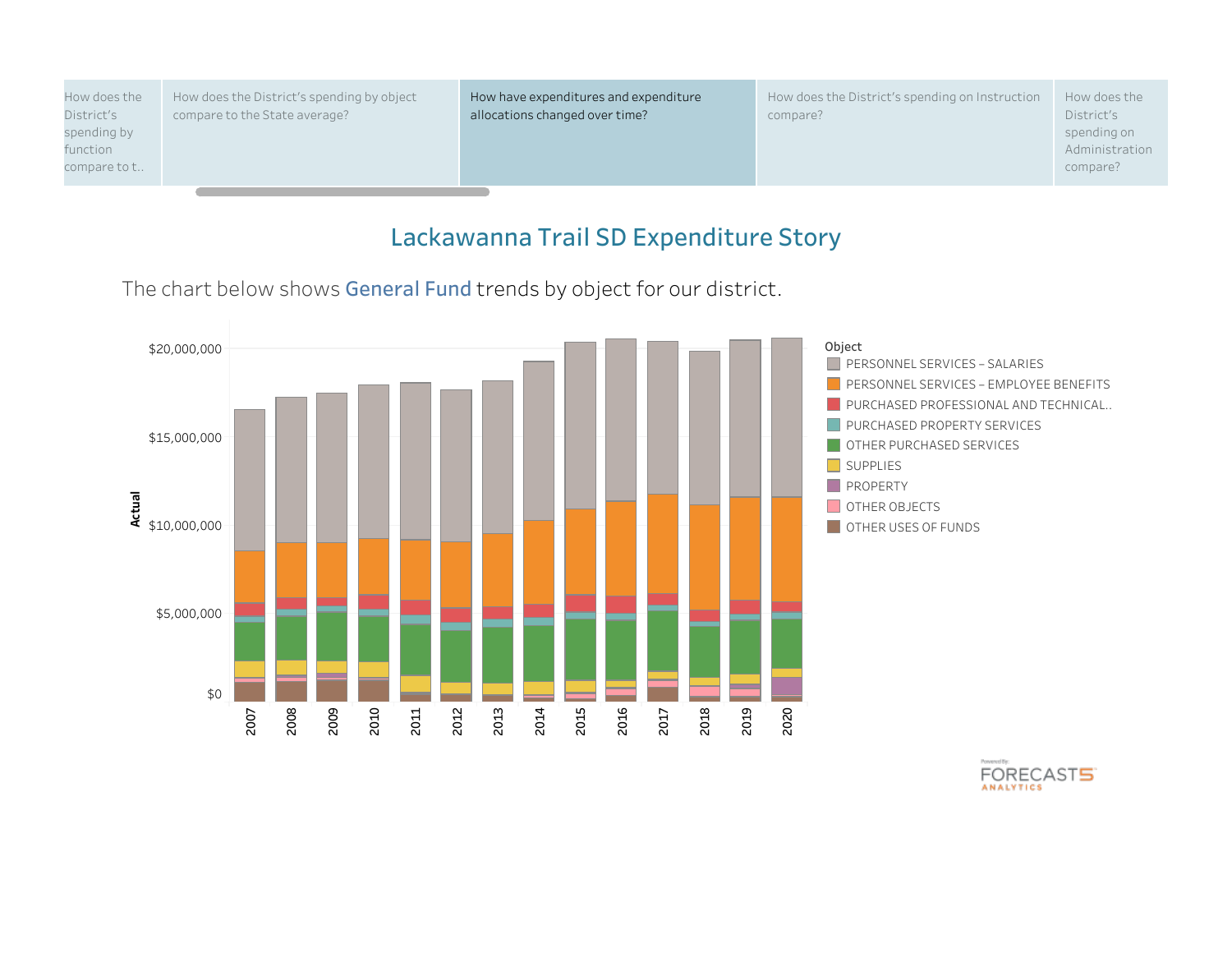How does the District's spending by function compare to t..

How does the District's spending by object compare to the State average?

How have expenditures and expenditure allocations changed over time?

How does the District's spending on Instruction compare?

How does the District's spending on Administration compare?

# Lackawanna Trail SD Expenditure Story

The chart below shows **General Fund** trends by object for our district.

Actual

$20,000,000
$15,000,000
$10,000,000
$5,000,000
$0

2007 2008 2009 2010 2011 2012 2013 2014 2015 2016 2017 2018 2019 2020

Object
- PERSONNEL SERVICES – SALARIES
- PERSONNEL SERVICES – EMPLOYEE BENEFITS
- PURCHASED PROFESSIONAL AND TECHNICAL..
- PURCHASED PROPERTY SERVICES
- OTHER PURCHASED SERVICES
- SUPPLIES
- PROPERTY
- OTHER OBJECTS
- OTHER USES OF FUNDS

Powered By: FORECAST5 ANALYTICS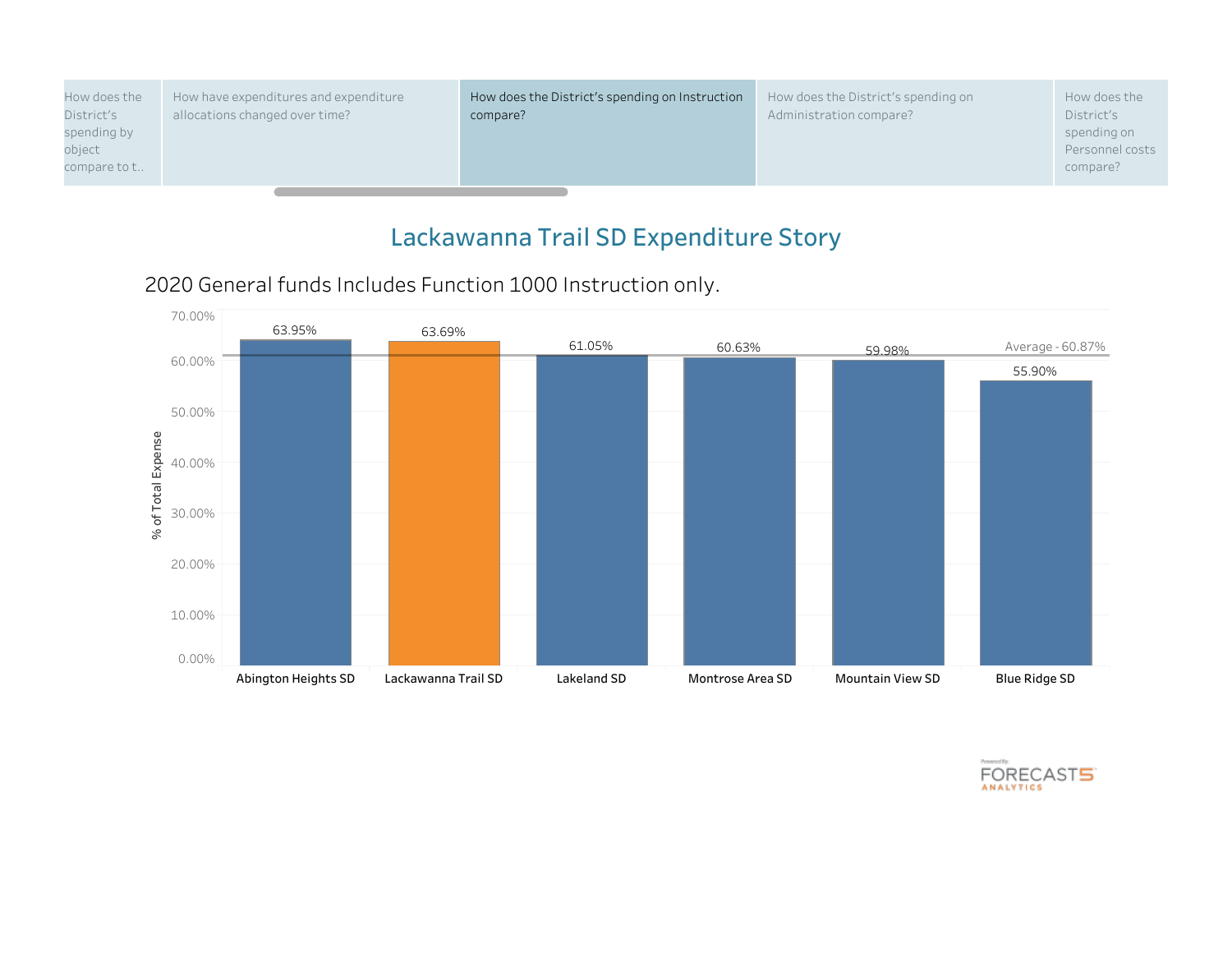| How does the District's spending by object compare to t.. | How have expenditures and expenditure allocations changed over time? | How does the District's spending on Instruction compare? | How does the District's spending on Administration compare? | How does the District's spending on Personnel costs compare? |
|---|---|---|---|---|

# Lackawanna Trail SD Expenditure Story

2020 General funds Includes Function 1000 Instruction only.

| District | % of Total Expense |
|---|---|
| Abington Heights SD | 63.95% |
| Lackawanna Trail SD | 63.69% |
| Lakeland SD | 61.05% |
| Montrose Area SD | 60.63% |
| Mountain View SD | 59.98% |
| Blue Ridge SD | 55.90% |

Average - 60.87%

Powered By: FORECAST5 ANALYTICS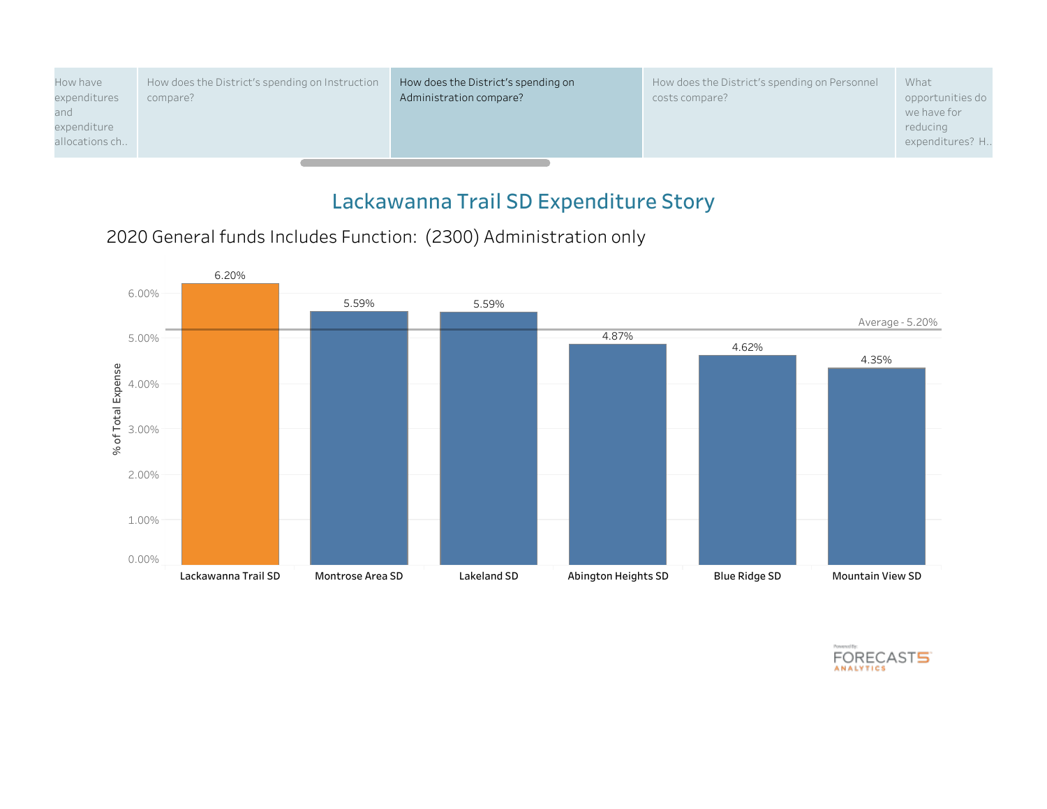How have expenditures and expenditure allocations ch..

How does the District's spending on Instruction compare?

How does the District's spending on Administration compare?

How does the District's spending on Personnel costs compare?

What opportunities do we have for reducing expenditures? H..

# Lackawanna Trail SD Expenditure Story

## 2020 General funds Includes Function: (2300) Administration only

| District | % of Total Expense |
|---|---|
| Lackawanna Trail SD | 6.20% |
| Montrose Area SD | 5.59% |
| Lakeland SD | 5.59% |
| Abington Heights SD | 4.87% |
| Blue Ridge SD | 4.62% |
| Mountain View SD | 4.35% |

Average - 5.20%

Powered By: FORECAST5 ANALYTICS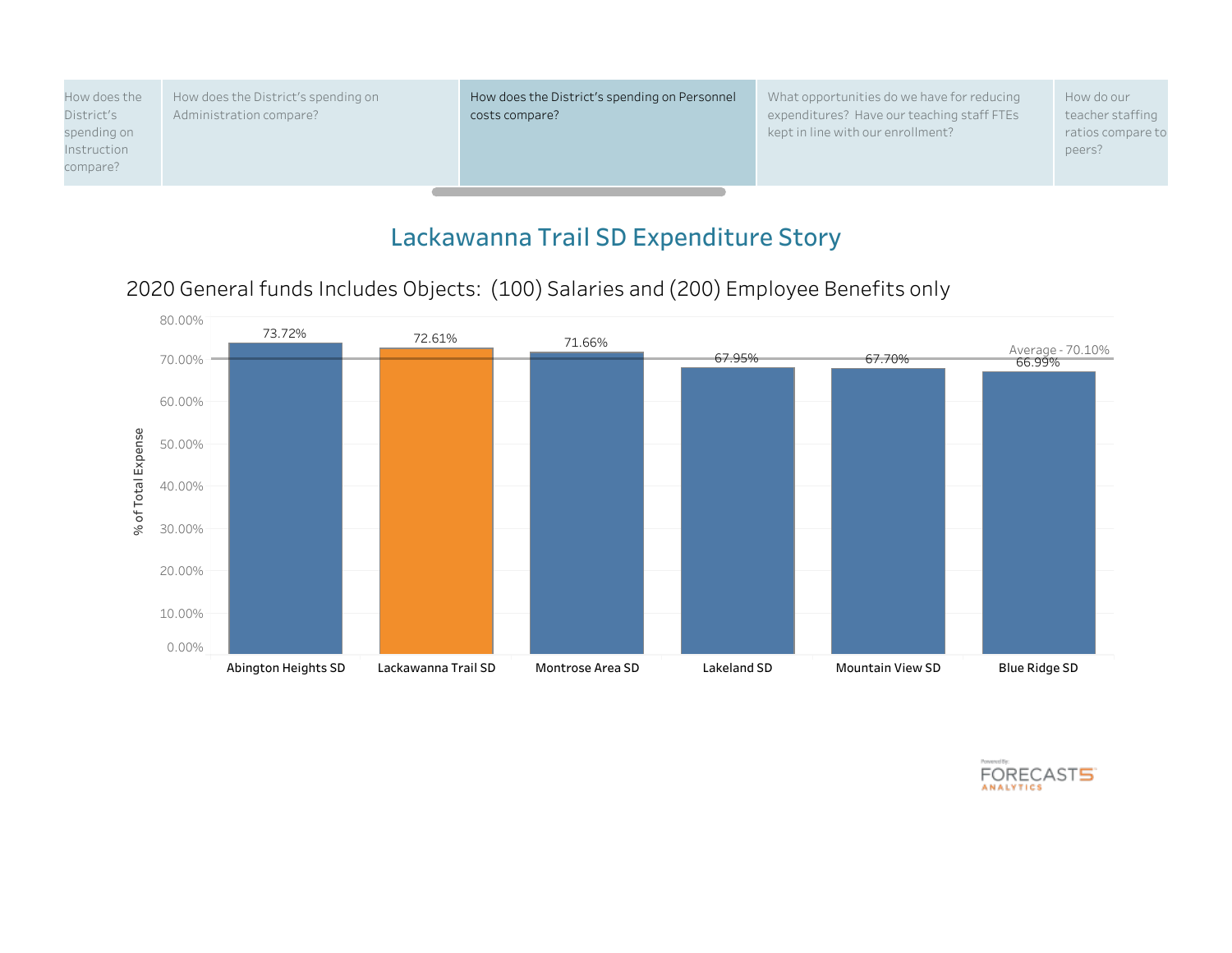| How does the District's spending on Instruction compare? | How does the District's spending on Administration compare? | How does the District's spending on Personnel costs compare? | What opportunities do we have for reducing expenditures? Have our teaching staff FTEs kept in line with our enrollment? | How do our teacher staffing ratios compare to peers? |
|---|---|---|---|---|

# Lackawanna Trail SD Expenditure Story

## 2020 General funds Includes Objects: (100) Salaries and (200) Employee Benefits only

| District | % of Total Expense |
|---|---|
| Abington Heights SD | 73.72% |
| Lackawanna Trail SD | 72.61% |
| Montrose Area SD | 71.66% |
| Lakeland SD | 67.95% |
| Mountain View SD | 67.70% |
| Blue Ridge SD | 66.99% |

Average - 70.10%

Powered By: FORECAST5 ANALYTICS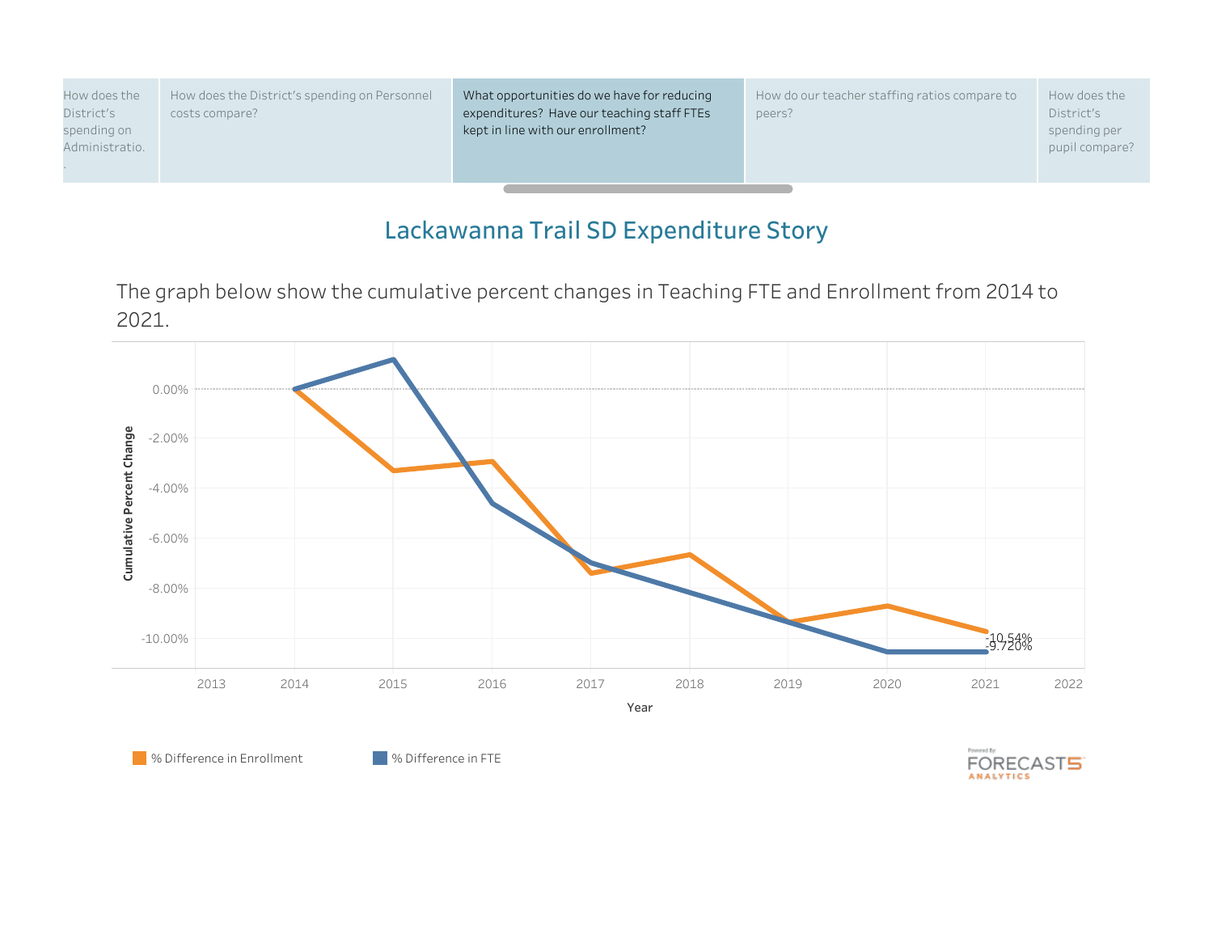How does the District's spending on Administratio...

How does the District's spending on Personnel costs compare?

What opportunities do we have for reducing expenditures? Have our teaching staff FTEs kept in line with our enrollment?

How do our teacher staffing ratios compare to peers?

How does the District's spending per pupil compare?

# Lackawanna Trail SD Expenditure Story

The graph below show the cumulative percent changes in Teaching FTE and Enrollment from 2014 to 2021.

Cumulative Percent Change

0.00%
-2.00%
-4.00%
-6.00%
-8.00%
-10.00%

-10.54%
-9.720%

2013 2014 2015 2016 2017 2018 2019 2020 2021 2022

Year

% Difference in Enrollment

% Difference in FTE

Powered By: FORECAST5 ANALYTICS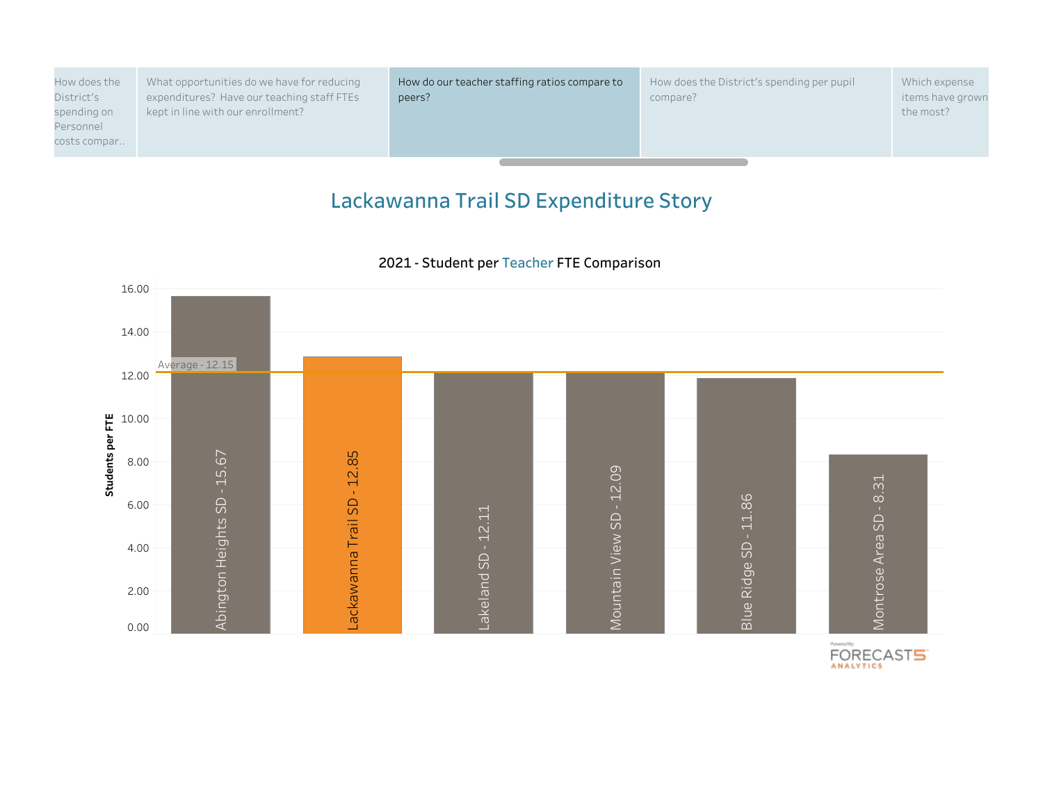| How does the District's spending on Personnel costs compar.. | What opportunities do we have for reducing expenditures? Have our teaching staff FTEs kept in line with our enrollment? | How do our teacher staffing ratios compare to peers? | How does the District's spending per pupil compare? | Which expense items have grown the most? |
|---|---|---|---|---|

# Lackawanna Trail SD Expenditure Story

## 2021 - Student per Teacher FTE Comparison

| District | Students per FTE |
|---|---|
| Abington Heights SD | 15.67 |
| Lackawanna Trail SD | 12.85 |
| Lakeland SD | 12.11 |
| Mountain View SD | 12.09 |
| Blue Ridge SD | 11.86 |
| Montrose Area SD | 8.31 |

Average - 12.15

Powered By: FORECAST5 ANALYTICS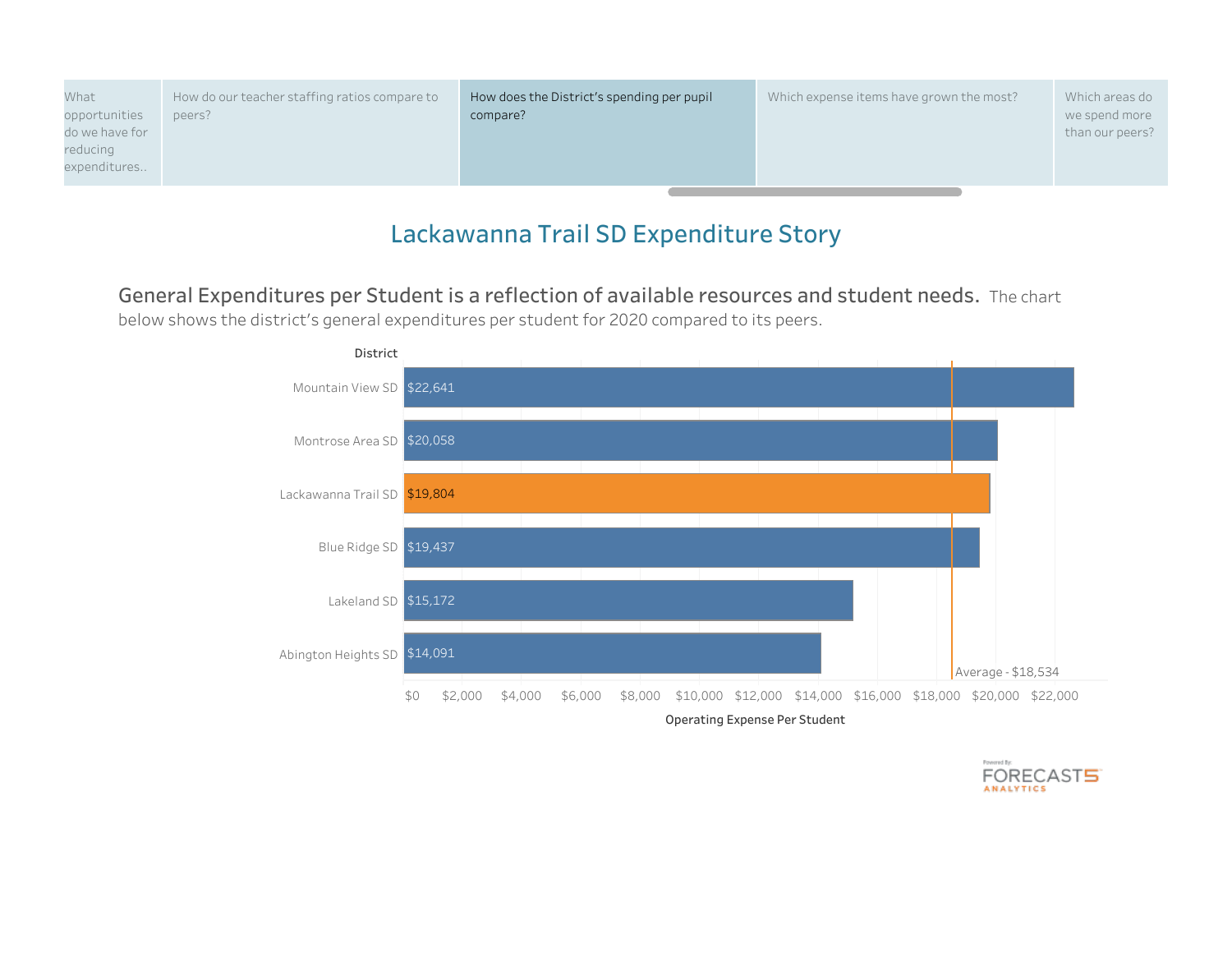| What opportunities do we have for reducing expenditures.. | How do our teacher staffing ratios compare to peers? | How does the District's spending per pupil compare? | Which expense items have grown the most? | Which areas do we spend more than our peers? |
|---|---|---|---|---|

# Lackawanna Trail SD Expenditure Story

**General Expenditures per Student is a reflection of available resources and student needs.** The chart below shows the district's general expenditures per student for 2020 compared to its peers.

| District | Operating Expense Per Student |
|---|---|
| Mountain View SD | $22,641 |
| Montrose Area SD | $20,058 |
| Lackawanna Trail SD | $19,804 |
| Blue Ridge SD | $19,437 |
| Lakeland SD | $15,172 |
| Abington Heights SD | $14,091 |

Average - $18,534

Powered By: FORECAST5 ANALYTICS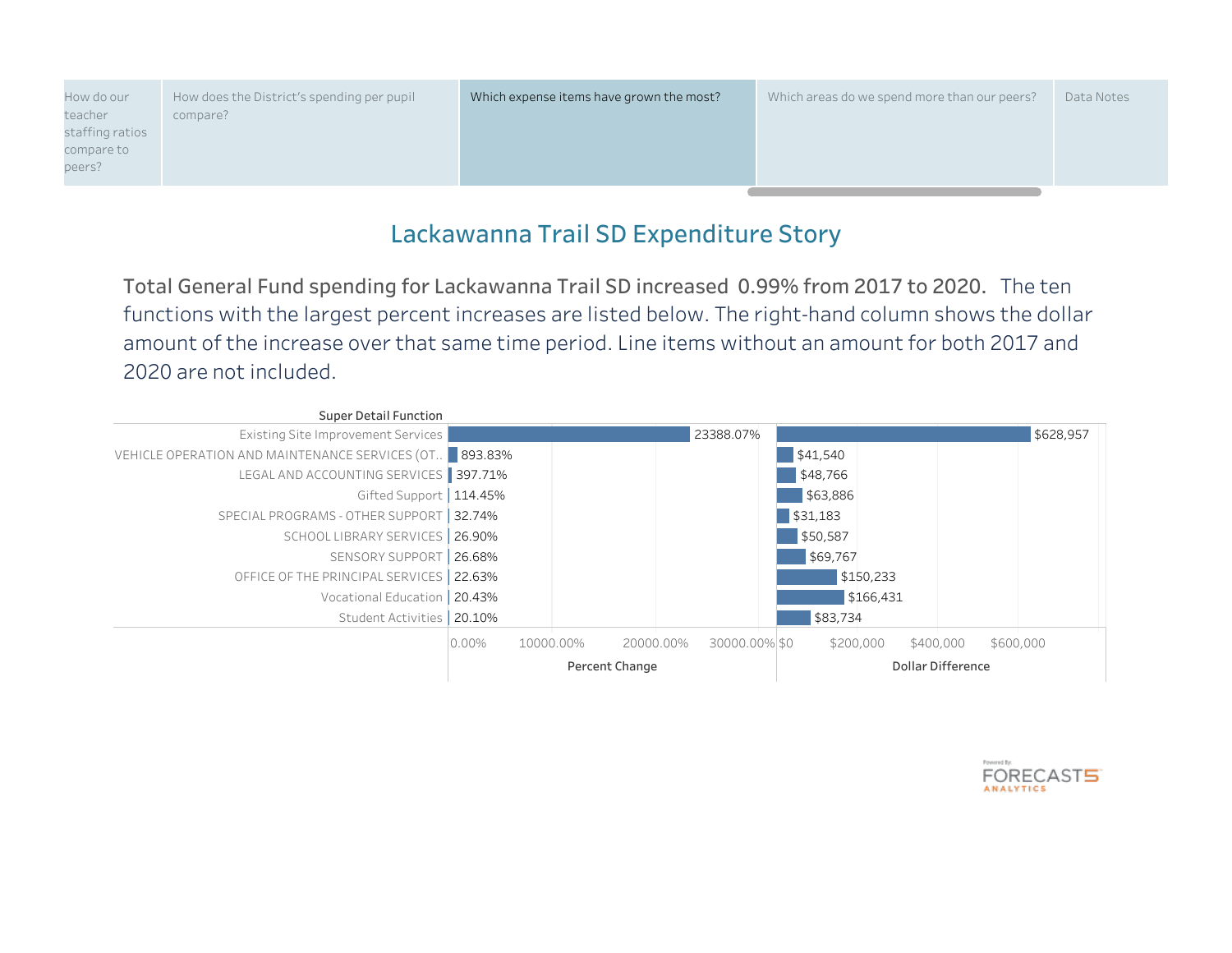How do our teacher staffing ratios compare to peers? | How does the District's spending per pupil compare? | Which expense items have grown the most? | Which areas do we spend more than our peers? | Data Notes

# Lackawanna Trail SD Expenditure Story

Total General Fund spending for Lackawanna Trail SD increased 0.99% from 2017 to 2020. The ten functions with the largest percent increases are listed below. The right-hand column shows the dollar amount of the increase over that same time period. Line items without an amount for both 2017 and 2020 are not included.

| Super Detail Function | Percent Change | Dollar Difference |
|---|---|---|
| Existing Site Improvement Services | 23388.07% | $628,957 |
| VEHICLE OPERATION AND MAINTENANCE SERVICES (OT.. | 893.83% | $41,540 |
| LEGAL AND ACCOUNTING SERVICES | 397.71% | $48,766 |
| Gifted Support | 114.45% | $63,886 |
| SPECIAL PROGRAMS - OTHER SUPPORT | 32.74% | $31,183 |
| SCHOOL LIBRARY SERVICES | 26.90% | $50,587 |
| SENSORY SUPPORT | 26.68% | $69,767 |
| OFFICE OF THE PRINCIPAL SERVICES | 22.63% | $150,233 |
| Vocational Education | 20.43% | $166,431 |
| Student Activities | 20.10% | $83,734 |

Powered By: FORECAST5 ANALYTICS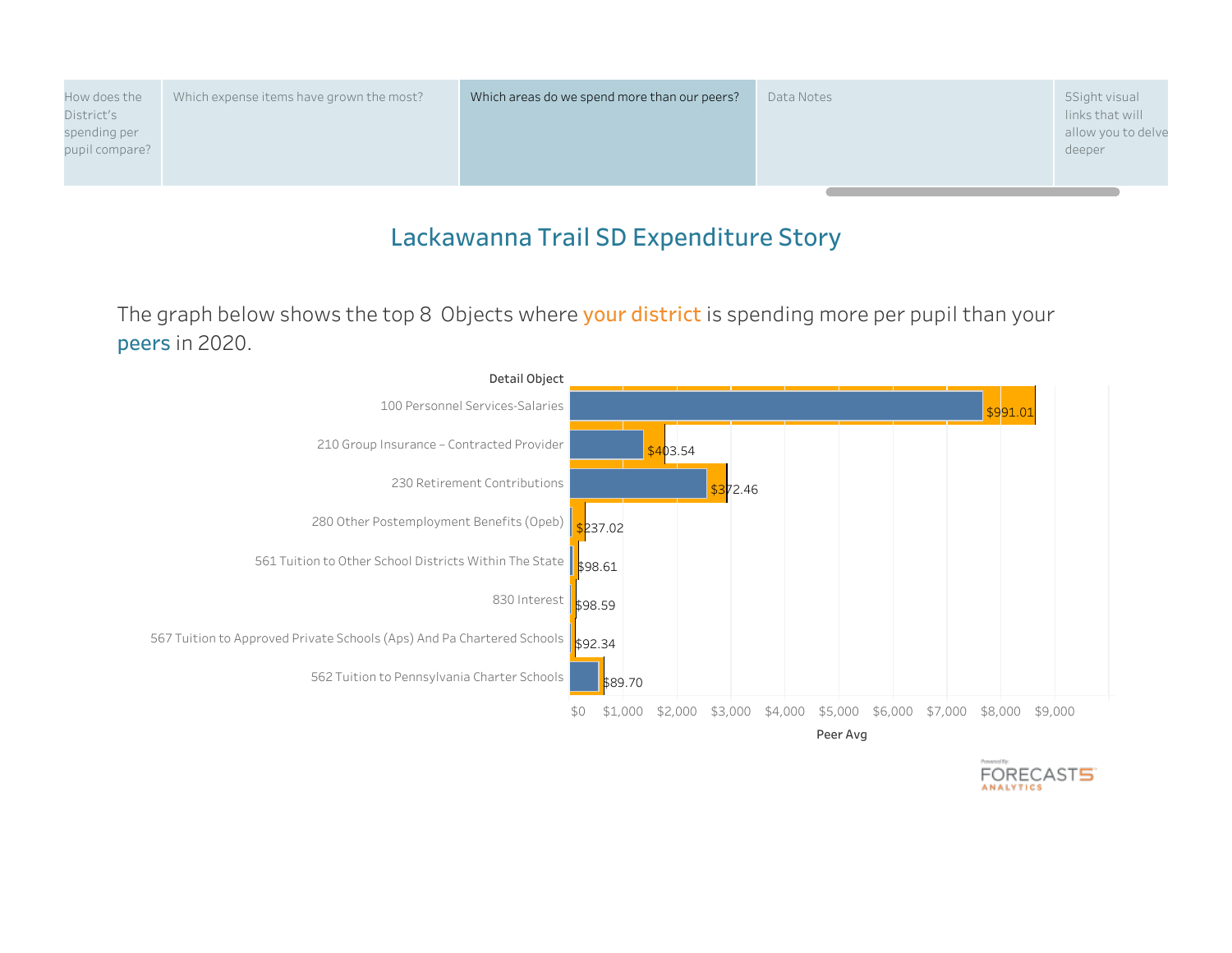How does the District's spending per pupil compare? | Which expense items have grown the most? | Which areas do we spend more than our peers? | Data Notes | 5Sight visual links that will allow you to delve deeper

# Lackawanna Trail SD Expenditure Story

The graph below shows the top 8 Objects where your district is spending more per pupil than your peers in 2020.

| Detail Object | Difference |
| --- | --- |
| 100 Personnel Services-Salaries | $991.01 |
| 210 Group Insurance – Contracted Provider | $403.54 |
| 230 Retirement Contributions | $372.46 |
| 280 Other Postemployment Benefits (Opeb) | $237.02 |
| 561 Tuition to Other School Districts Within The State | $98.61 |
| 830 Interest | $98.59 |
| 567 Tuition to Approved Private Schools (Aps) And Pa Chartered Schools | $92.34 |
| 562 Tuition to Pennsylvania Charter Schools | $89.70 |

Peer Avg: $0 $1,000 $2,000 $3,000 $4,000 $5,000 $6,000 $7,000 $8,000 $9,000

Powered By: FORECAST5 ANALYTICS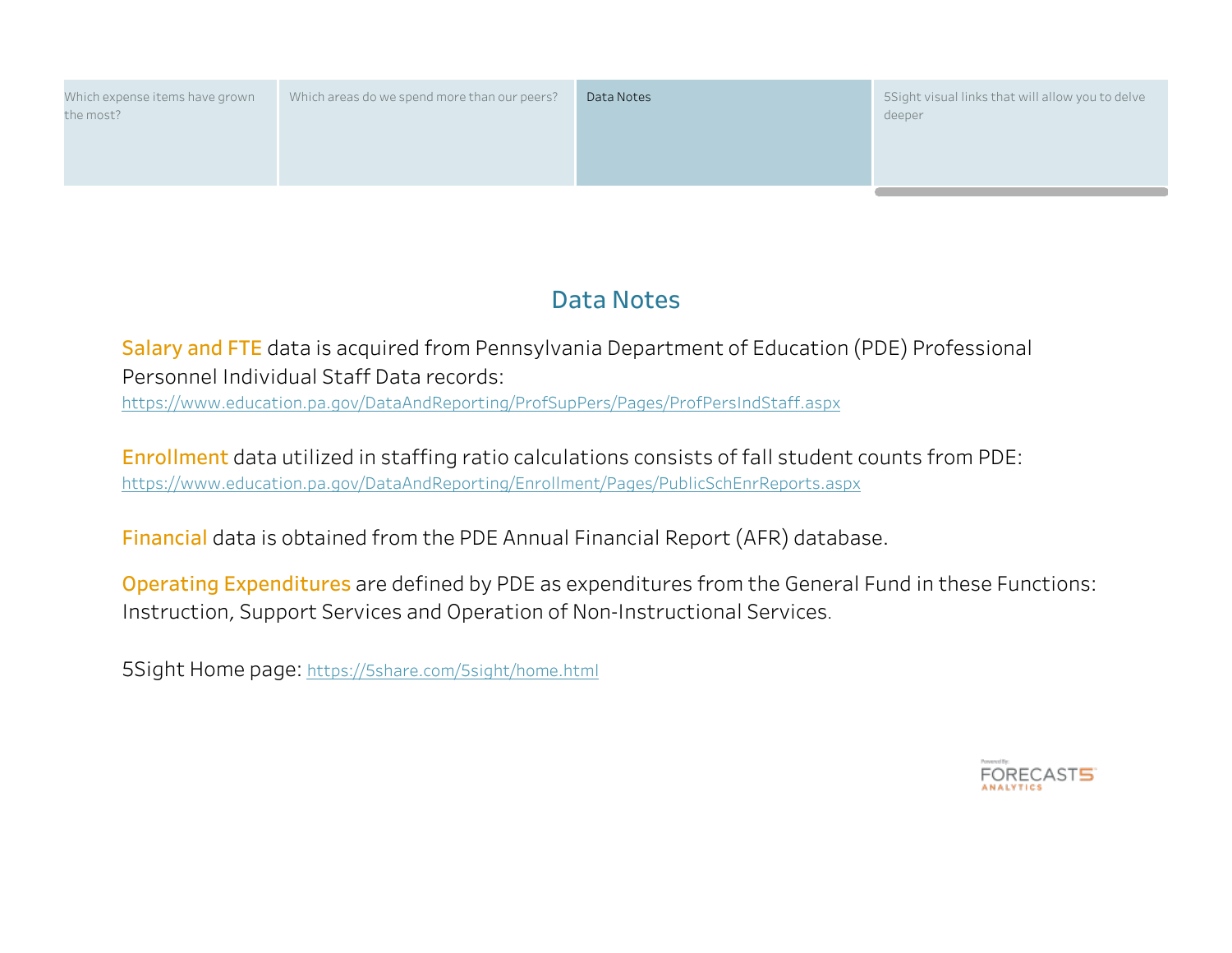| Which expense items have grown the most? | Which areas do we spend more than our peers? | Data Notes | 5Sight visual links that will allow you to delve deeper |
|---|---|---|---|

## Data Notes

**Salary and FTE** data is acquired from Pennsylvania Department of Education (PDE) Professional Personnel Individual Staff Data records:
https://www.education.pa.gov/DataAndReporting/ProfSupPers/Pages/ProfPersIndStaff.aspx

**Enrollment** data utilized in staffing ratio calculations consists of fall student counts from PDE:
https://www.education.pa.gov/DataAndReporting/Enrollment/Pages/PublicSchEnrReports.aspx

**Financial** data is obtained from the PDE Annual Financial Report (AFR) database.

**Operating Expenditures** are defined by PDE as expenditures from the General Fund in these Functions: Instruction, Support Services and Operation of Non-Instructional Services.

5Sight Home page: https://5share.com/5sight/home.html

Powered By: FORECAST5 ANALYTICS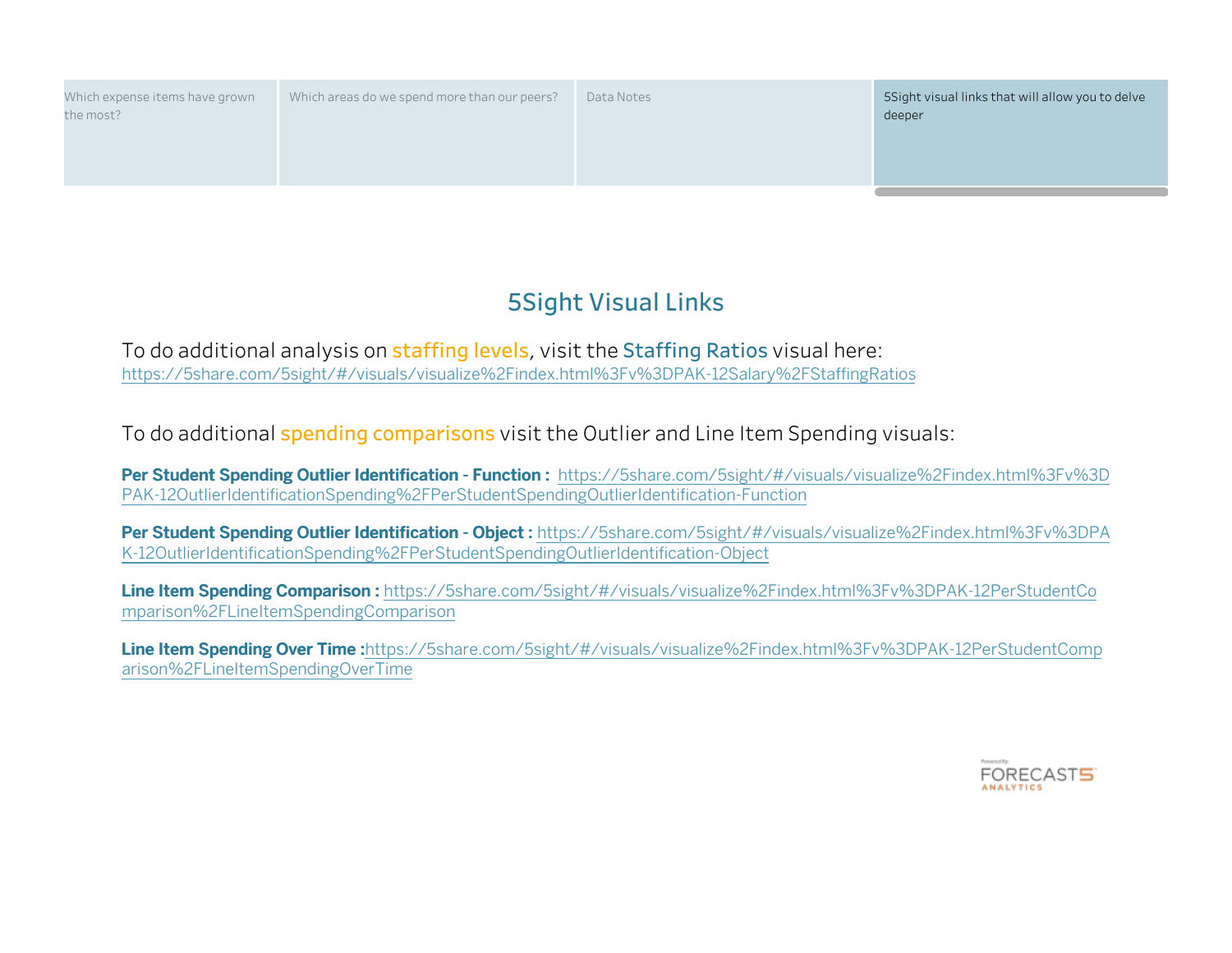Which expense items have grown the most? | Which areas do we spend more than our peers? | Data Notes | 5Sight visual links that will allow you to delve deeper

## 5Sight Visual Links

To do additional analysis on staffing levels, visit the Staffing Ratios visual here:
https://5share.com/5sight/#/visuals/visualize%2Findex.html%3Fv%3DPAK-12Salary%2FStaffingRatios

To do additional spending comparisons visit the Outlier and Line Item Spending visuals:

**Per Student Spending Outlier Identification - Function :** https://5share.com/5sight/#/visuals/visualize%2Findex.html%3Fv%3DPAK-12OutlierIdentificationSpending%2FPerStudentSpendingOutlierIdentification-Function

**Per Student Spending Outlier Identification - Object :** https://5share.com/5sight/#/visuals/visualize%2Findex.html%3Fv%3DPAK-12OutlierIdentificationSpending%2FPerStudentSpendingOutlierIdentification-Object

**Line Item Spending Comparison :** https://5share.com/5sight/#/visuals/visualize%2Findex.html%3Fv%3DPAK-12PerStudentComparison%2FLineItemSpendingComparison

**Line Item Spending Over Time :**https://5share.com/5sight/#/visuals/visualize%2Findex.html%3Fv%3DPAK-12PerStudentComparison%2FLineItemSpendingOverTime

Powered By: FORECAST5 ANALYTICS